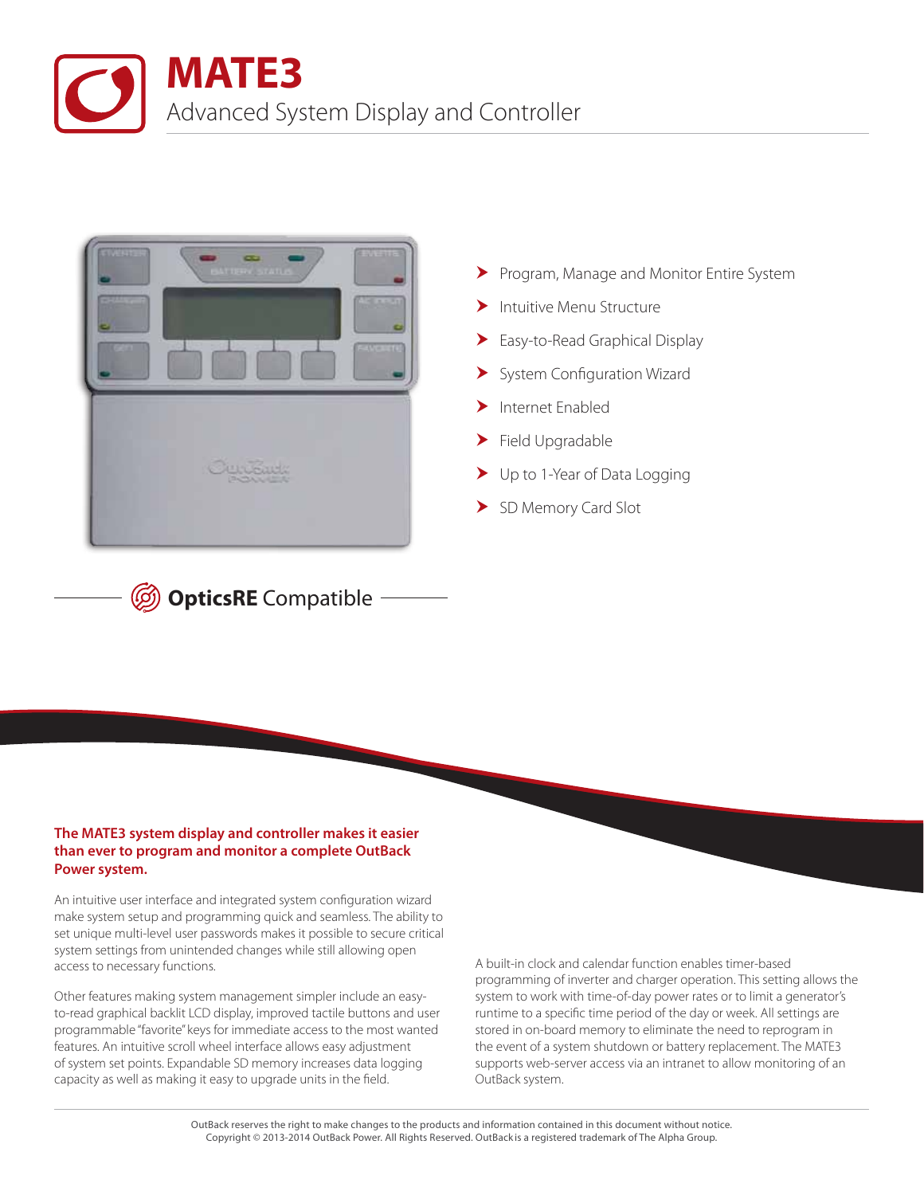# MATE3

## Advanced System Display and Controller

- Program, Manage and Monitor Entire System
- Intuitive Menu Structure
- Easy-to-Read Graphical Display
- System Configuration Wizard
- Internet Enabled
- Field Upgradable
- Up to 1-Year of Data Logging
- SD Memory Card Slot

**OpticsRE** Compatible

**The MATE3 system display and controller makes it easier than ever to program and monitor a complete OutBack Power system.**

An intuitive user interface and integrated system configuration wizard make system setup and programming quick and seamless. The ability to set unique multi-level user passwords makes it possible to secure critical system settings from unintended changes while still allowing open access to necessary functions.

Other features making system management simpler include an easy-to-read graphical backlit LCD display, improved tactile buttons and user programmable "favorite" keys for immediate access to the most wanted features. An intuitive scroll wheel interface allows easy adjustment of system set points. Expandable SD memory increases data logging capacity as well as making it easy to upgrade units in the field.

A built-in clock and calendar function enables timer-based programming of inverter and charger operation. This setting allows the system to work with time-of-day power rates or to limit a generator's runtime to a specific time period of the day or week. All settings are stored in on-board memory to eliminate the need to reprogram in the event of a system shutdown or battery replacement. The MATE3 supports web-server access via an intranet to allow monitoring of an OutBack system.

OutBack reserves the right to make changes to the products and information contained in this document without notice.
Copyright © 2013-2014 OutBack Power. All Rights Reserved. OutBack is a registered trademark of The Alpha Group.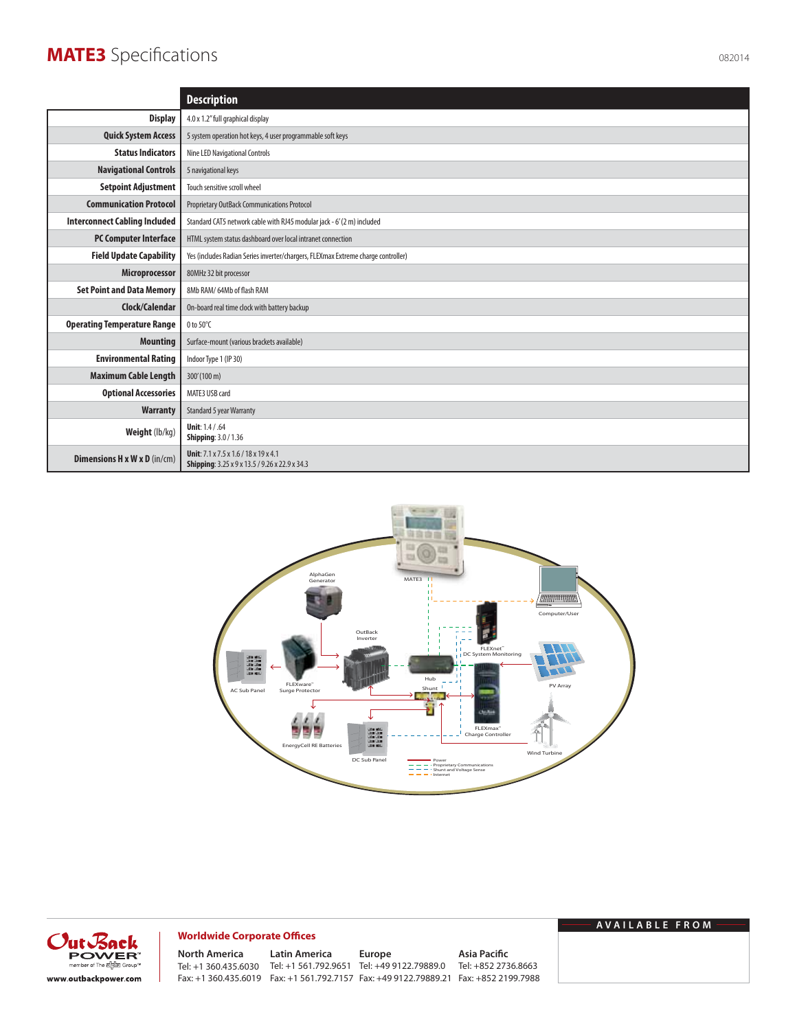# MATE3 Specifications

| | Description |
|---|---|
| **Display** | 4.0 x 1.2" full graphical display |
| **Quick System Access** | 5 system operation hot keys, 4 user programmable soft keys |
| **Status Indicators** | Nine LED Navigational Controls |
| **Navigational Controls** | 5 navigational keys |
| **Setpoint Adjustment** | Touch sensitive scroll wheel |
| **Communication Protocol** | Proprietary OutBack Communications Protocol |
| **Interconnect Cabling Included** | Standard CAT5 network cable with RJ45 modular jack - 6' (2 m) included |
| **PC Computer Interface** | HTML system status dashboard over local intranet connection |
| **Field Update Capability** | Yes (includes Radian Series inverter/chargers, FLEXmax Extreme charge controller) |
| **Microprocessor** | 80MHz 32 bit processor |
| **Set Point and Data Memory** | 8Mb RAM/ 64Mb of flash RAM |
| **Clock/Calendar** | On-board real time clock with battery backup |
| **Operating Temperature Range** | 0 to 50°C |
| **Mounting** | Surface-mount (various brackets available) |
| **Environmental Rating** | Indoor Type 1 (IP 30) |
| **Maximum Cable Length** | 300' (100 m) |
| **Optional Accessories** | MATE3 USB card |
| **Warranty** | Standard 5 year Warranty |
| **Weight** (lb/kg) | **Unit**: 1.4 / .64<br>**Shipping**: 3.0 / 1.36 |
| **Dimensions H x W x D** (in/cm) | **Unit**: 7.1 x 7.5 x 1.6 / 18 x 19 x 4.1<br>**Shipping**: 3.25 x 9 x 13.5 / 9.26 x 22.9 x 34.3 |

MATE3
AlphaGen Generator
Computer/User
OutBack Inverter
FLEXnet™ DC System Monitoring
PV Array
AC Sub Panel
FLEXware™ Surge Protector
Hub
Shunt
FLEXmax™ Charge Controller
EnergyCell RE Batteries
DC Sub Panel
Wind Turbine
Power
Proprietary Communications
Shunt and Voltage Sense
Internet

www.outbackpower.com

**Worldwide Corporate Offices**

**North America**
Tel: +1 360.435.6030
Fax: +1 360.435.6019

**Latin America**
Tel: +1 561.792.9651
Fax: +1 561.792.7157

**Europe**
Tel: +49 9122.79889.0
Fax: +49 9122.79889.21

**Asia Pacific**
Tel: +852 2736.8663
Fax: +852 2199.7988

AVAILABLE FROM